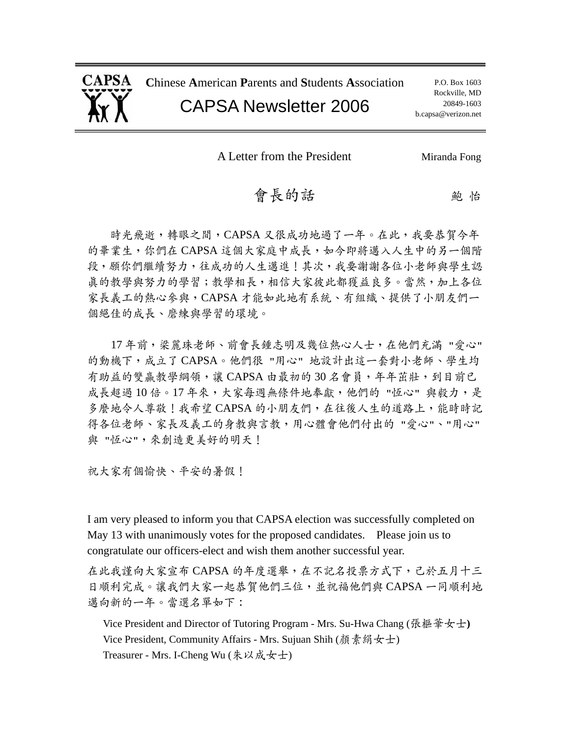**CAPSA**

**C**hinese **A**merican **P**arents and **S**tudents **A**ssociation

# CAPSA Newsletter 2006

P.O. Box 1603
Rockville, MD
20849-1603
b.capsa@verizon.net

## A Letter from the President — Miranda Fong

## 會長的話 — 鮑 怡

時光飛逝，轉眼之間，CAPSA 又很成功地過了一年。在此，我要恭賀今年的畢業生，你們在 CAPSA 這個大家庭中成長，如今即將邁入人生中的另一個階段，願你們繼續努力，往成功的人生邁進！其次，我要謝謝各位小老師與學生認真的教學與努力的學習；教學相長，相信大家彼此都獲益良多。當然，加上各位家長義工的熱心參與，CAPSA 才能如此地有系統、有組織、提供了小朋友們一個絕佳的成長、磨練與學習的環境。

17 年前，梁麗珠老師、前會長鍾志明及幾位熱心人士，在他們充滿 "愛心" 的動機下，成立了 CAPSA。他們很 "用心" 地設計出這一套對小老師、學生均有助益的雙贏教學綱領，讓 CAPSA 由最初的 30 名會員，年年茁壯，到目前已成長超過 10 倍。17 年來，大家每週無條件地奉獻，他們的 "恆心" 與毅力，是多麼地令人尊敬！我希望 CAPSA 的小朋友們，在往後人生的道路上，能時時記得各位老師、家長及義工的身教與言教，用心體會他們付出的 "愛心"、"用心" 與 "恆心"，來創造更美好的明天！

祝大家有個愉快、平安的暑假！

I am very pleased to inform you that CAPSA election was successfully completed on May 13 with unanimously votes for the proposed candidates. Please join us to congratulate our officers-elect and wish them another successful year.

在此我謹向大家宣布 CAPSA 的年度選舉，在不記名投票方式下，已於五月十三日順利完成。讓我們大家一起恭賀他們三位，並祝福他們與 CAPSA 一同順利地邁向新的一年。當選名單如下：

Vice President and Director of Tutoring Program - Mrs. Su-Hwa Chang (張樞華女士)
Vice President, Community Affairs - Mrs. Sujuan Shih (顏素絹女士)
Treasurer - Mrs. I-Cheng Wu (朱以成女士)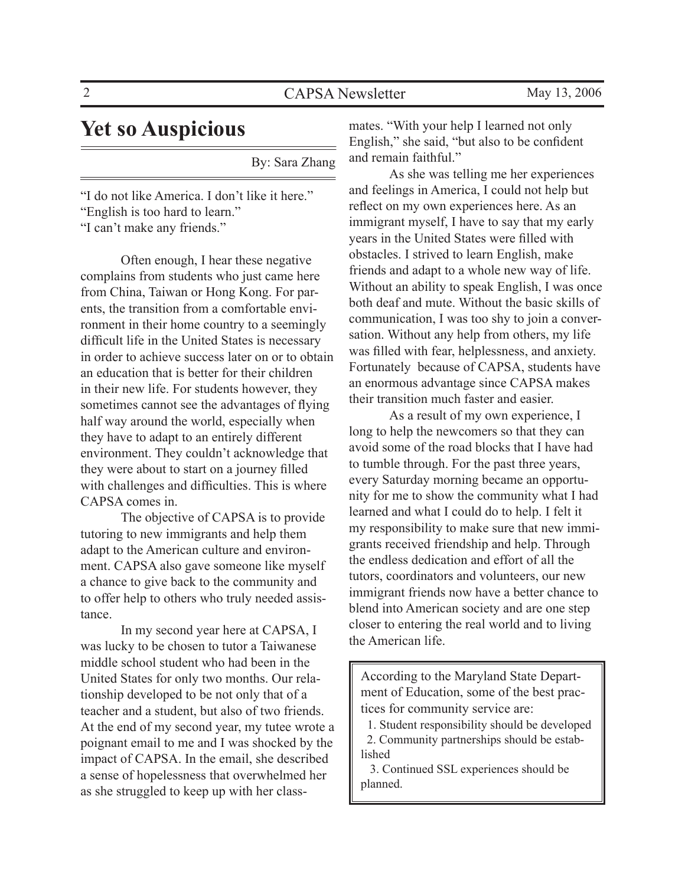# Yet so Auspicious

By: Sara Zhang

"I do not like America. I don't like it here."
"English is too hard to learn."
"I can't make any friends."

Often enough, I hear these negative complains from students who just came here from China, Taiwan or Hong Kong. For parents, the transition from a comfortable environment in their home country to a seemingly difficult life in the United States is necessary in order to achieve success later on or to obtain an education that is better for their children in their new life. For students however, they sometimes cannot see the advantages of flying half way around the world, especially when they have to adapt to an entirely different environment. They couldn't acknowledge that they were about to start on a journey filled with challenges and difficulties. This is where CAPSA comes in.

The objective of CAPSA is to provide tutoring to new immigrants and help them adapt to the American culture and environment. CAPSA also gave someone like myself a chance to give back to the community and to offer help to others who truly needed assistance.

In my second year here at CAPSA, I was lucky to be chosen to tutor a Taiwanese middle school student who had been in the United States for only two months. Our relationship developed to be not only that of a teacher and a student, but also of two friends. At the end of my second year, my tutee wrote a poignant email to me and I was shocked by the impact of CAPSA. In the email, she described a sense of hopelessness that overwhelmed her as she struggled to keep up with her classmates. "With your help I learned not only English," she said, "but also to be confident and remain faithful."

As she was telling me her experiences and feelings in America, I could not help but reflect on my own experiences here. As an immigrant myself, I have to say that my early years in the United States were filled with obstacles. I strived to learn English, make friends and adapt to a whole new way of life. Without an ability to speak English, I was once both deaf and mute. Without the basic skills of communication, I was too shy to join a conversation. Without any help from others, my life was filled with fear, helplessness, and anxiety. Fortunately because of CAPSA, students have an enormous advantage since CAPSA makes their transition much faster and easier.

As a result of my own experience, I long to help the newcomers so that they can avoid some of the road blocks that I have had to tumble through. For the past three years, every Saturday morning became an opportunity for me to show the community what I had learned and what I could do to help. I felt it my responsibility to make sure that new immigrants received friendship and help. Through the endless dedication and effort of all the tutors, coordinators and volunteers, our new immigrant friends now have a better chance to blend into American society and are one step closer to entering the real world and to living the American life.

According to the Maryland State Department of Education, some of the best practices for community service are:

1. Student responsibility should be developed
2. Community partnerships should be established
3. Continued SSL experiences should be planned.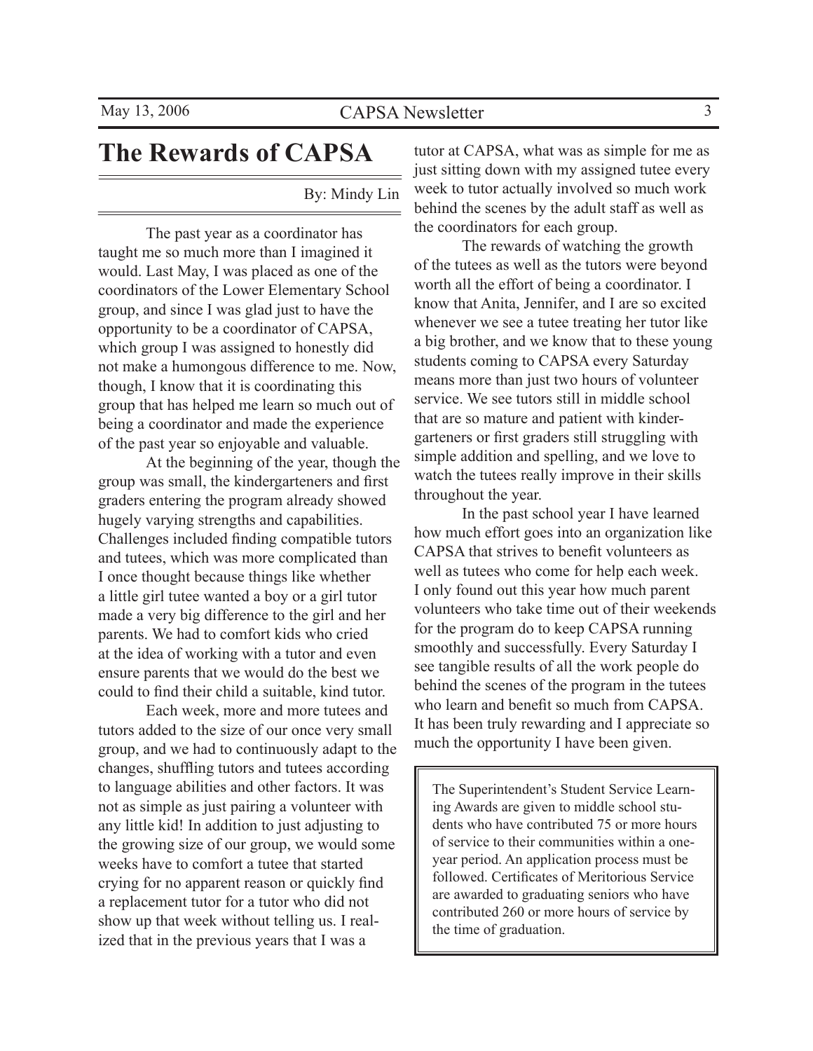# The Rewards of CAPSA

By: Mindy Lin

The past year as a coordinator has taught me so much more than I imagined it would. Last May, I was placed as one of the coordinators of the Lower Elementary School group, and since I was glad just to have the opportunity to be a coordinator of CAPSA, which group I was assigned to honestly did not make a humongous difference to me. Now, though, I know that it is coordinating this group that has helped me learn so much out of being a coordinator and made the experience of the past year so enjoyable and valuable.

At the beginning of the year, though the group was small, the kindergarteners and first graders entering the program already showed hugely varying strengths and capabilities. Challenges included finding compatible tutors and tutees, which was more complicated than I once thought because things like whether a little girl tutee wanted a boy or a girl tutor made a very big difference to the girl and her parents. We had to comfort kids who cried at the idea of working with a tutor and even ensure parents that we would do the best we could to find their child a suitable, kind tutor.

Each week, more and more tutees and tutors added to the size of our once very small group, and we had to continuously adapt to the changes, shuffling tutors and tutees according to language abilities and other factors. It was not as simple as just pairing a volunteer with any little kid! In addition to just adjusting to the growing size of our group, we would some weeks have to comfort a tutee that started crying for no apparent reason or quickly find a replacement tutor for a tutor who did not show up that week without telling us. I realized that in the previous years that I was a tutor at CAPSA, what was as simple for me as just sitting down with my assigned tutee every week to tutor actually involved so much work behind the scenes by the adult staff as well as the coordinators for each group.

The rewards of watching the growth of the tutees as well as the tutors were beyond worth all the effort of being a coordinator. I know that Anita, Jennifer, and I are so excited whenever we see a tutee treating her tutor like a big brother, and we know that to these young students coming to CAPSA every Saturday means more than just two hours of volunteer service. We see tutors still in middle school that are so mature and patient with kindergarteners or first graders still struggling with simple addition and spelling, and we love to watch the tutees really improve in their skills throughout the year.

In the past school year I have learned how much effort goes into an organization like CAPSA that strives to benefit volunteers as well as tutees who come for help each week. I only found out this year how much parent volunteers who take time out of their weekends for the program do to keep CAPSA running smoothly and successfully. Every Saturday I see tangible results of all the work people do behind the scenes of the program in the tutees who learn and benefit so much from CAPSA. It has been truly rewarding and I appreciate so much the opportunity I have been given.

> The Superintendent's Student Service Learning Awards are given to middle school students who have contributed 75 or more hours of service to their communities within a one-year period. An application process must be followed. Certificates of Meritorious Service are awarded to graduating seniors who have contributed 260 or more hours of service by the time of graduation.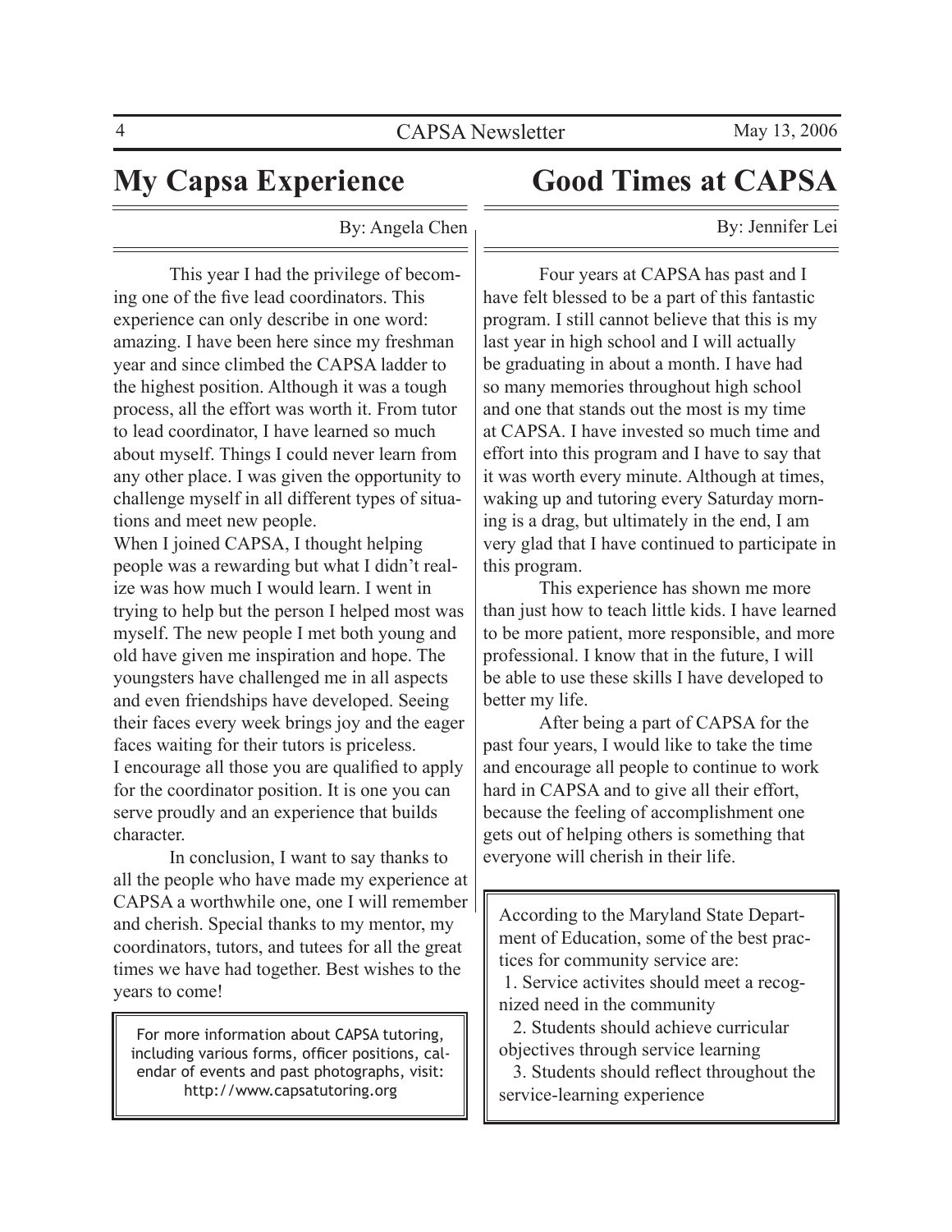## My Capsa Experience

By: Angela Chen

This year I had the privilege of becoming one of the five lead coordinators. This experience can only describe in one word: amazing. I have been here since my freshman year and since climbed the CAPSA ladder to the highest position. Although it was a tough process, all the effort was worth it. From tutor to lead coordinator, I have learned so much about myself. Things I could never learn from any other place. I was given the opportunity to challenge myself in all different types of situations and meet new people.

When I joined CAPSA, I thought helping people was a rewarding but what I didn't realize was how much I would learn. I went in trying to help but the person I helped most was myself. The new people I met both young and old have given me inspiration and hope. The youngsters have challenged me in all aspects and even friendships have developed. Seeing their faces every week brings joy and the eager faces waiting for their tutors is priceless.

I encourage all those you are qualified to apply for the coordinator position. It is one you can serve proudly and an experience that builds character.

In conclusion, I want to say thanks to all the people who have made my experience at CAPSA a worthwhile one, one I will remember and cherish. Special thanks to my mentor, my coordinators, tutors, and tutees for all the great times we have had together. Best wishes to the years to come!

For more information about CAPSA tutoring, including various forms, officer positions, calendar of events and past photographs, visit: http://www.capsatutoring.org

## Good Times at CAPSA

By: Jennifer Lei

Four years at CAPSA has past and I have felt blessed to be a part of this fantastic program. I still cannot believe that this is my last year in high school and I will actually be graduating in about a month. I have had so many memories throughout high school and one that stands out the most is my time at CAPSA. I have invested so much time and effort into this program and I have to say that it was worth every minute. Although at times, waking up and tutoring every Saturday morning is a drag, but ultimately in the end, I am very glad that I have continued to participate in this program.

This experience has shown me more than just how to teach little kids. I have learned to be more patient, more responsible, and more professional. I know that in the future, I will be able to use these skills I have developed to better my life.

After being a part of CAPSA for the past four years, I would like to take the time and encourage all people to continue to work hard in CAPSA and to give all their effort, because the feeling of accomplishment one gets out of helping others is something that everyone will cherish in their life.

According to the Maryland State Department of Education, some of the best practices for community service are:

1. Service activites should meet a recognized need in the community
2. Students should achieve curricular objectives through service learning
3. Students should reflect throughout the service-learning experience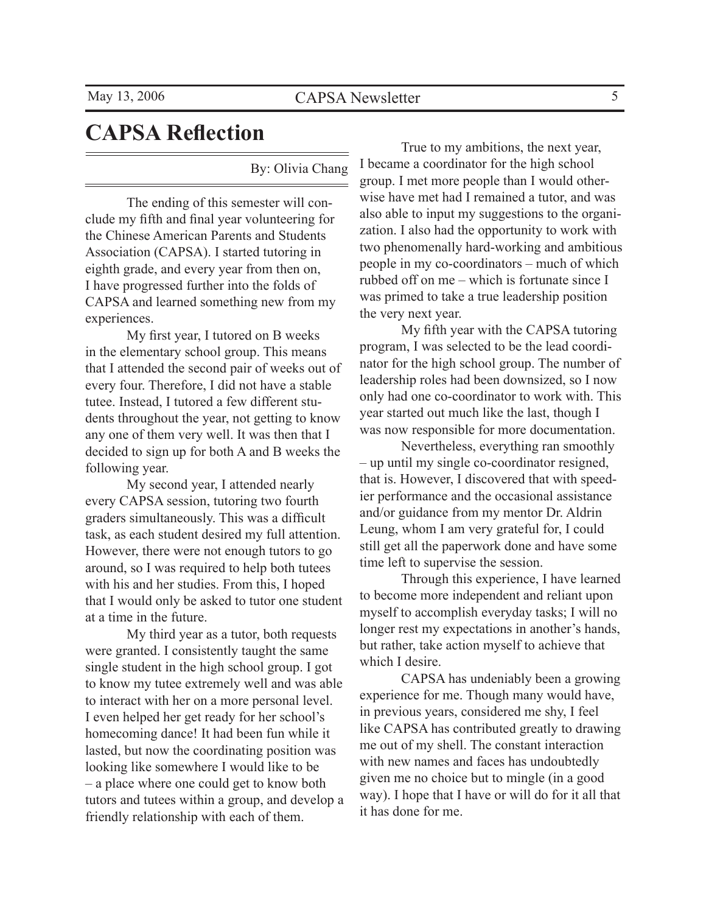# CAPSA Reflection

By: Olivia Chang

The ending of this semester will conclude my fifth and final year volunteering for the Chinese American Parents and Students Association (CAPSA). I started tutoring in eighth grade, and every year from then on, I have progressed further into the folds of CAPSA and learned something new from my experiences.

My first year, I tutored on B weeks in the elementary school group. This means that I attended the second pair of weeks out of every four. Therefore, I did not have a stable tutee. Instead, I tutored a few different students throughout the year, not getting to know any one of them very well. It was then that I decided to sign up for both A and B weeks the following year.

My second year, I attended nearly every CAPSA session, tutoring two fourth graders simultaneously. This was a difficult task, as each student desired my full attention. However, there were not enough tutors to go around, so I was required to help both tutees with his and her studies. From this, I hoped that I would only be asked to tutor one student at a time in the future.

My third year as a tutor, both requests were granted. I consistently taught the same single student in the high school group. I got to know my tutee extremely well and was able to interact with her on a more personal level. I even helped her get ready for her school's homecoming dance! It had been fun while it lasted, but now the coordinating position was looking like somewhere I would like to be – a place where one could get to know both tutors and tutees within a group, and develop a friendly relationship with each of them.

True to my ambitions, the next year, I became a coordinator for the high school group. I met more people than I would otherwise have met had I remained a tutor, and was also able to input my suggestions to the organization. I also had the opportunity to work with two phenomenally hard-working and ambitious people in my co-coordinators – much of which rubbed off on me – which is fortunate since I was primed to take a true leadership position the very next year.

My fifth year with the CAPSA tutoring program, I was selected to be the lead coordinator for the high school group. The number of leadership roles had been downsized, so I now only had one co-coordinator to work with. This year started out much like the last, though I was now responsible for more documentation.

Nevertheless, everything ran smoothly – up until my single co-coordinator resigned, that is. However, I discovered that with speedier performance and the occasional assistance and/or guidance from my mentor Dr. Aldrin Leung, whom I am very grateful for, I could still get all the paperwork done and have some time left to supervise the session.

Through this experience, I have learned to become more independent and reliant upon myself to accomplish everyday tasks; I will no longer rest my expectations in another's hands, but rather, take action myself to achieve that which I desire.

CAPSA has undeniably been a growing experience for me. Though many would have, in previous years, considered me shy, I feel like CAPSA has contributed greatly to drawing me out of my shell. The constant interaction with new names and faces has undoubtedly given me no choice but to mingle (in a good way). I hope that I have or will do for it all that it has done for me.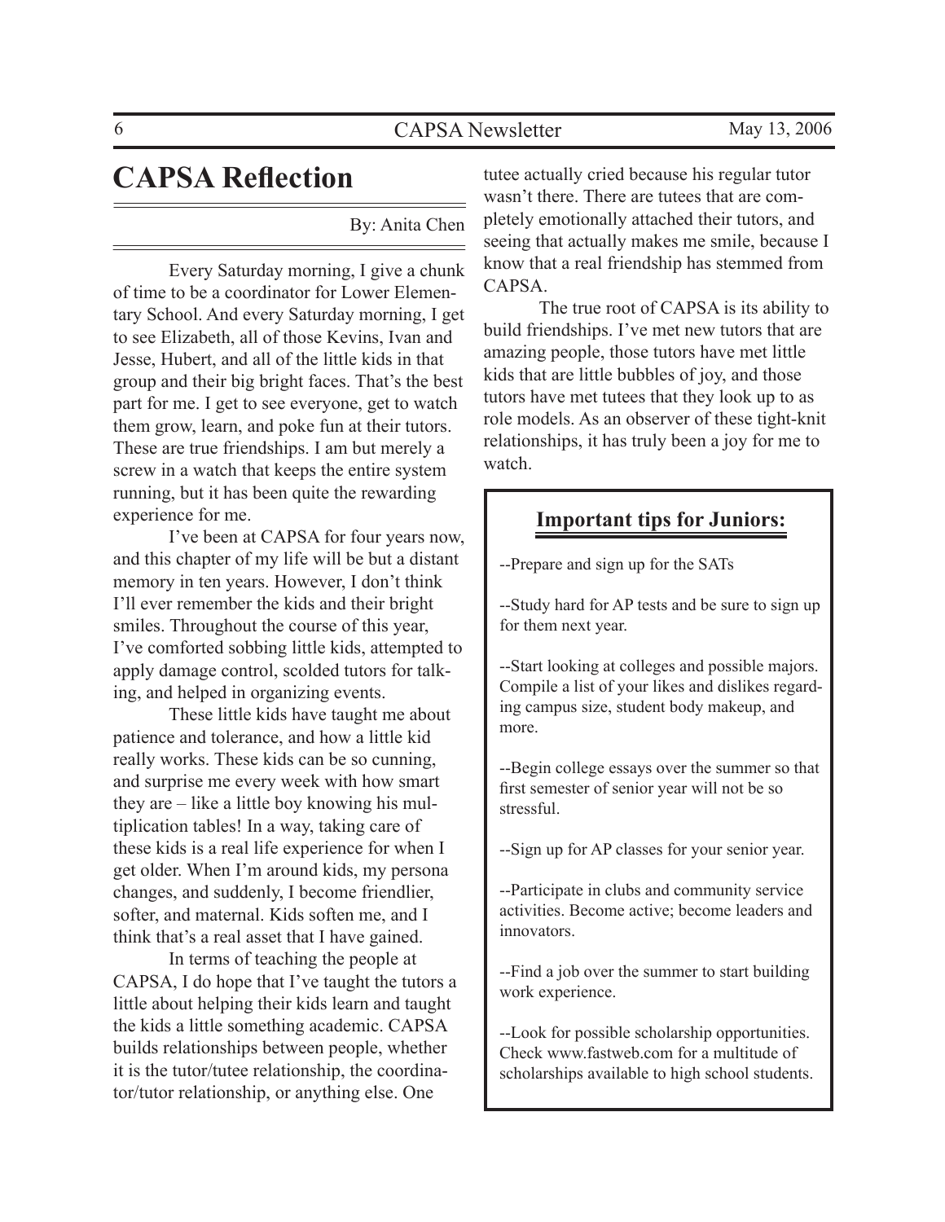# CAPSA Reflection

By: Anita Chen

Every Saturday morning, I give a chunk of time to be a coordinator for Lower Elementary School. And every Saturday morning, I get to see Elizabeth, all of those Kevins, Ivan and Jesse, Hubert, and all of the little kids in that group and their big bright faces. That's the best part for me. I get to see everyone, get to watch them grow, learn, and poke fun at their tutors. These are true friendships. I am but merely a screw in a watch that keeps the entire system running, but it has been quite the rewarding experience for me.

I've been at CAPSA for four years now, and this chapter of my life will be but a distant memory in ten years. However, I don't think I'll ever remember the kids and their bright smiles. Throughout the course of this year, I've comforted sobbing little kids, attempted to apply damage control, scolded tutors for talking, and helped in organizing events.

These little kids have taught me about patience and tolerance, and how a little kid really works. These kids can be so cunning, and surprise me every week with how smart they are – like a little boy knowing his multiplication tables! In a way, taking care of these kids is a real life experience for when I get older. When I'm around kids, my persona changes, and suddenly, I become friendlier, softer, and maternal. Kids soften me, and I think that's a real asset that I have gained.

In terms of teaching the people at CAPSA, I do hope that I've taught the tutors a little about helping their kids learn and taught the kids a little something academic. CAPSA builds relationships between people, whether it is the tutor/tutee relationship, the coordinator/tutor relationship, or anything else. One tutee actually cried because his regular tutor wasn't there. There are tutees that are completely emotionally attached their tutors, and seeing that actually makes me smile, because I know that a real friendship has stemmed from CAPSA.

The true root of CAPSA is its ability to build friendships. I've met new tutors that are amazing people, those tutors have met little kids that are little bubbles of joy, and those tutors have met tutees that they look up to as role models. As an observer of these tight-knit relationships, it has truly been a joy for me to watch.

## Important tips for Juniors:

--Prepare and sign up for the SATs

--Study hard for AP tests and be sure to sign up for them next year.

--Start looking at colleges and possible majors. Compile a list of your likes and dislikes regarding campus size, student body makeup, and more.

--Begin college essays over the summer so that first semester of senior year will not be so stressful.

--Sign up for AP classes for your senior year.

--Participate in clubs and community service activities. Become active; become leaders and innovators.

--Find a job over the summer to start building work experience.

--Look for possible scholarship opportunities. Check www.fastweb.com for a multitude of scholarships available to high school students.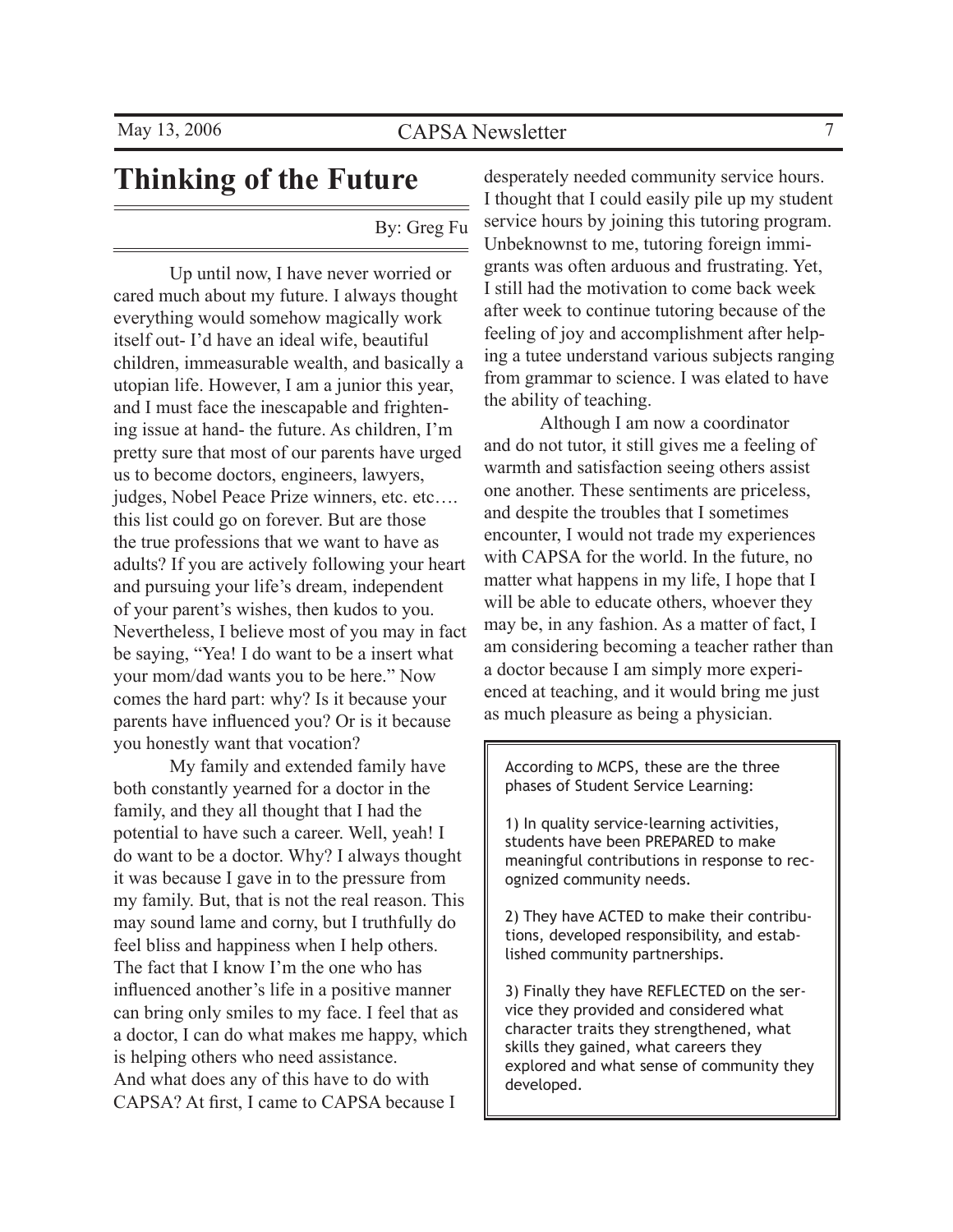# Thinking of the Future

By: Greg Fu

Up until now, I have never worried or cared much about my future. I always thought everything would somehow magically work itself out- I'd have an ideal wife, beautiful children, immeasurable wealth, and basically a utopian life. However, I am a junior this year, and I must face the inescapable and frightening issue at hand- the future. As children, I'm pretty sure that most of our parents have urged us to become doctors, engineers, lawyers, judges, Nobel Peace Prize winners, etc. etc…. this list could go on forever. But are those the true professions that we want to have as adults? If you are actively following your heart and pursuing your life's dream, independent of your parent's wishes, then kudos to you. Nevertheless, I believe most of you may in fact be saying, "Yea! I do want to be a insert what your mom/dad wants you to be here." Now comes the hard part: why? Is it because your parents have influenced you? Or is it because you honestly want that vocation?

My family and extended family have both constantly yearned for a doctor in the family, and they all thought that I had the potential to have such a career. Well, yeah! I do want to be a doctor. Why? I always thought it was because I gave in to the pressure from my family. But, that is not the real reason. This may sound lame and corny, but I truthfully do feel bliss and happiness when I help others. The fact that I know I'm the one who has influenced another's life in a positive manner can bring only smiles to my face. I feel that as a doctor, I can do what makes me happy, which is helping others who need assistance.

And what does any of this have to do with CAPSA? At first, I came to CAPSA because I desperately needed community service hours. I thought that I could easily pile up my student service hours by joining this tutoring program. Unbeknownst to me, tutoring foreign immigrants was often arduous and frustrating. Yet, I still had the motivation to come back week after week to continue tutoring because of the feeling of joy and accomplishment after helping a tutee understand various subjects ranging from grammar to science. I was elated to have the ability of teaching.

Although I am now a coordinator and do not tutor, it still gives me a feeling of warmth and satisfaction seeing others assist one another. These sentiments are priceless, and despite the troubles that I sometimes encounter, I would not trade my experiences with CAPSA for the world. In the future, no matter what happens in my life, I hope that I will be able to educate others, whoever they may be, in any fashion. As a matter of fact, I am considering becoming a teacher rather than a doctor because I am simply more experienced at teaching, and it would bring me just as much pleasure as being a physician.

---

According to MCPS, these are the three phases of Student Service Learning:

1) In quality service-learning activities, students have been PREPARED to make meaningful contributions in response to recognized community needs.

2) They have ACTED to make their contributions, developed responsibility, and established community partnerships.

3) Finally they have REFLECTED on the service they provided and considered what character traits they strengthened, what skills they gained, what careers they explored and what sense of community they developed.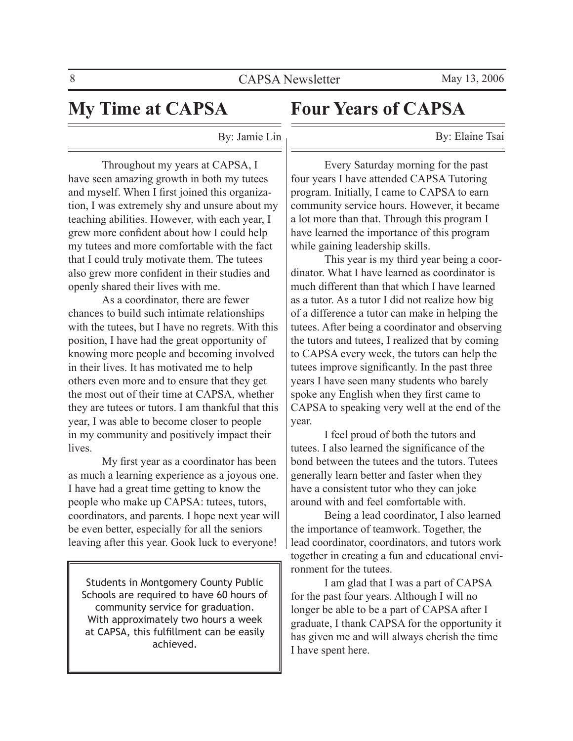## My Time at CAPSA

By: Jamie Lin

Throughout my years at CAPSA, I have seen amazing growth in both my tutees and myself. When I first joined this organization, I was extremely shy and unsure about my teaching abilities. However, with each year, I grew more confident about how I could help my tutees and more comfortable with the fact that I could truly motivate them. The tutees also grew more confident in their studies and openly shared their lives with me.

As a coordinator, there are fewer chances to build such intimate relationships with the tutees, but I have no regrets. With this position, I have had the great opportunity of knowing more people and becoming involved in their lives. It has motivated me to help others even more and to ensure that they get the most out of their time at CAPSA, whether they are tutees or tutors. I am thankful that this year, I was able to become closer to people in my community and positively impact their lives.

My first year as a coordinator has been as much a learning experience as a joyous one. I have had a great time getting to know the people who make up CAPSA: tutees, tutors, coordinators, and parents. I hope next year will be even better, especially for all the seniors leaving after this year. Gook luck to everyone!

> Students in Montgomery County Public Schools are required to have 60 hours of community service for graduation. With approximately two hours a week at CAPSA, this fulfillment can be easily achieved.

## Four Years of CAPSA

By: Elaine Tsai

Every Saturday morning for the past four years I have attended CAPSA Tutoring program. Initially, I came to CAPSA to earn community service hours. However, it became a lot more than that. Through this program I have learned the importance of this program while gaining leadership skills.

This year is my third year being a coordinator. What I have learned as coordinator is much different than that which I have learned as a tutor. As a tutor I did not realize how big of a difference a tutor can make in helping the tutees. After being a coordinator and observing the tutors and tutees, I realized that by coming to CAPSA every week, the tutors can help the tutees improve significantly. In the past three years I have seen many students who barely spoke any English when they first came to CAPSA to speaking very well at the end of the year.

I feel proud of both the tutors and tutees. I also learned the significance of the bond between the tutees and the tutors. Tutees generally learn better and faster when they have a consistent tutor who they can joke around with and feel comfortable with.

Being a lead coordinator, I also learned the importance of teamwork. Together, the lead coordinator, coordinators, and tutors work together in creating a fun and educational environment for the tutees.

I am glad that I was a part of CAPSA for the past four years. Although I will no longer be able to be a part of CAPSA after I graduate, I thank CAPSA for the opportunity it has given me and will always cherish the time I have spent here.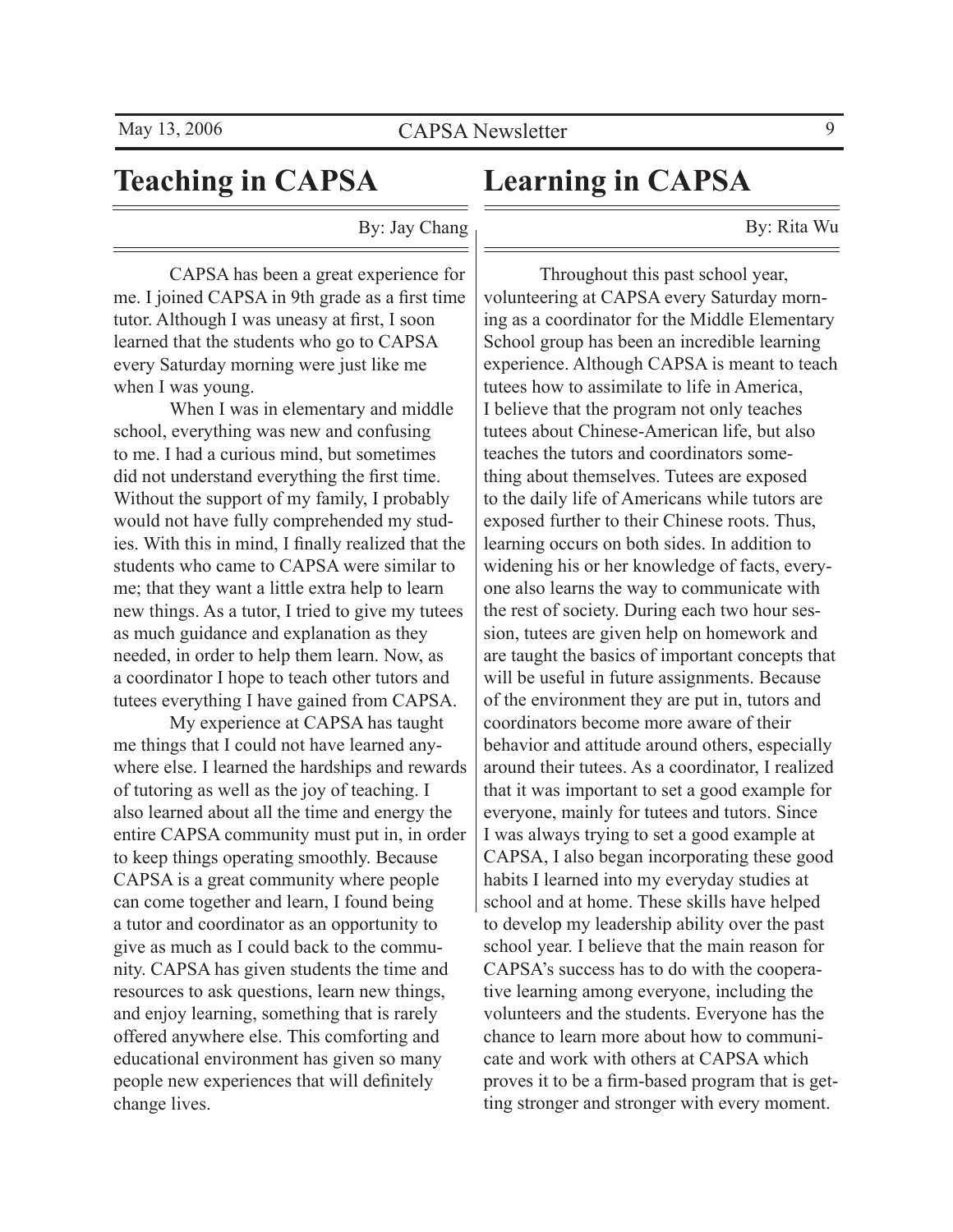# Teaching in CAPSA

By: Jay Chang

CAPSA has been a great experience for me. I joined CAPSA in 9th grade as a first time tutor. Although I was uneasy at first, I soon learned that the students who go to CAPSA every Saturday morning were just like me when I was young.

When I was in elementary and middle school, everything was new and confusing to me. I had a curious mind, but sometimes did not understand everything the first time. Without the support of my family, I probably would not have fully comprehended my studies. With this in mind, I finally realized that the students who came to CAPSA were similar to me; that they want a little extra help to learn new things. As a tutor, I tried to give my tutees as much guidance and explanation as they needed, in order to help them learn. Now, as a coordinator I hope to teach other tutors and tutees everything I have gained from CAPSA.

My experience at CAPSA has taught me things that I could not have learned anywhere else. I learned the hardships and rewards of tutoring as well as the joy of teaching. I also learned about all the time and energy the entire CAPSA community must put in, in order to keep things operating smoothly. Because CAPSA is a great community where people can come together and learn, I found being a tutor and coordinator as an opportunity to give as much as I could back to the community. CAPSA has given students the time and resources to ask questions, learn new things, and enjoy learning, something that is rarely offered anywhere else. This comforting and educational environment has given so many people new experiences that will definitely change lives.

# Learning in CAPSA

By: Rita Wu

Throughout this past school year, volunteering at CAPSA every Saturday morning as a coordinator for the Middle Elementary School group has been an incredible learning experience. Although CAPSA is meant to teach tutees how to assimilate to life in America, I believe that the program not only teaches tutees about Chinese-American life, but also teaches the tutors and coordinators something about themselves. Tutees are exposed to the daily life of Americans while tutors are exposed further to their Chinese roots. Thus, learning occurs on both sides. In addition to widening his or her knowledge of facts, everyone also learns the way to communicate with the rest of society. During each two hour session, tutees are given help on homework and are taught the basics of important concepts that will be useful in future assignments. Because of the environment they are put in, tutors and coordinators become more aware of their behavior and attitude around others, especially around their tutees. As a coordinator, I realized that it was important to set a good example for everyone, mainly for tutees and tutors. Since I was always trying to set a good example at CAPSA, I also began incorporating these good habits I learned into my everyday studies at school and at home. These skills have helped to develop my leadership ability over the past school year. I believe that the main reason for CAPSA's success has to do with the cooperative learning among everyone, including the volunteers and the students. Everyone has the chance to learn more about how to communicate and work with others at CAPSA which proves it to be a firm-based program that is getting stronger and stronger with every moment.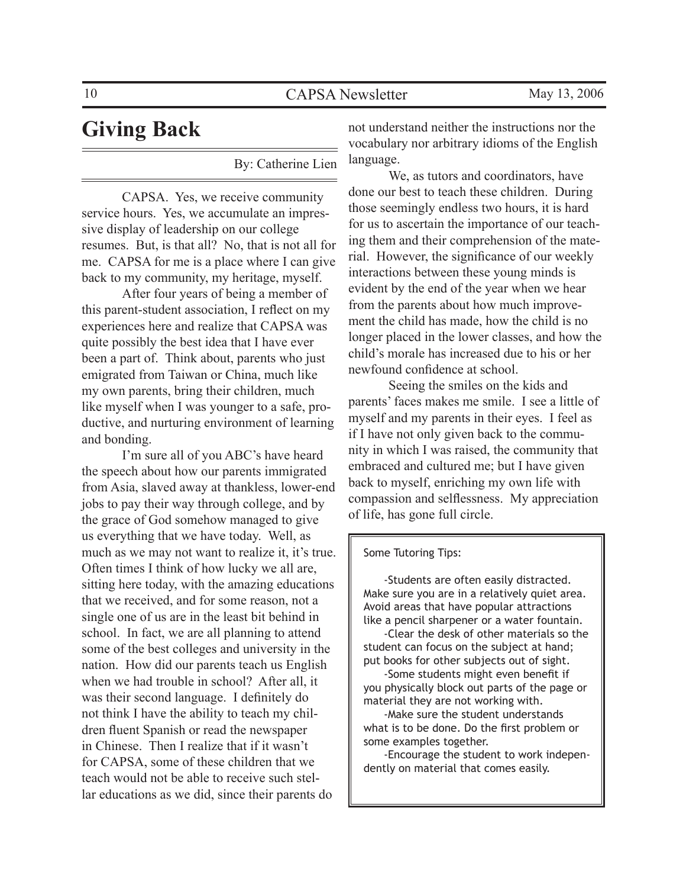# Giving Back

By: Catherine Lien

CAPSA. Yes, we receive community service hours. Yes, we accumulate an impressive display of leadership on our college resumes. But, is that all? No, that is not all for me. CAPSA for me is a place where I can give back to my community, my heritage, myself.

After four years of being a member of this parent-student association, I reflect on my experiences here and realize that CAPSA was quite possibly the best idea that I have ever been a part of. Think about, parents who just emigrated from Taiwan or China, much like my own parents, bring their children, much like myself when I was younger to a safe, productive, and nurturing environment of learning and bonding.

I'm sure all of you ABC's have heard the speech about how our parents immigrated from Asia, slaved away at thankless, lower-end jobs to pay their way through college, and by the grace of God somehow managed to give us everything that we have today. Well, as much as we may not want to realize it, it's true. Often times I think of how lucky we all are, sitting here today, with the amazing educations that we received, and for some reason, not a single one of us are in the least bit behind in school. In fact, we are all planning to attend some of the best colleges and university in the nation. How did our parents teach us English when we had trouble in school? After all, it was their second language. I definitely do not think I have the ability to teach my children fluent Spanish or read the newspaper in Chinese. Then I realize that if it wasn't for CAPSA, some of these children that we teach would not be able to receive such stellar educations as we did, since their parents do not understand neither the instructions nor the vocabulary nor arbitrary idioms of the English language.

We, as tutors and coordinators, have done our best to teach these children. During those seemingly endless two hours, it is hard for us to ascertain the importance of our teaching them and their comprehension of the material. However, the significance of our weekly interactions between these young minds is evident by the end of the year when we hear from the parents about how much improvement the child has made, how the child is no longer placed in the lower classes, and how the child's morale has increased due to his or her newfound confidence at school.

Seeing the smiles on the kids and parents' faces makes me smile. I see a little of myself and my parents in their eyes. I feel as if I have not only given back to the community in which I was raised, the community that embraced and cultured me; but I have given back to myself, enriching my own life with compassion and selflessness. My appreciation of life, has gone full circle.

Some Tutoring Tips:

-Students are often easily distracted. Make sure you are in a relatively quiet area. Avoid areas that have popular attractions like a pencil sharpener or a water fountain.

-Clear the desk of other materials so the student can focus on the subject at hand; put books for other subjects out of sight.

-Some students might even benefit if you physically block out parts of the page or material they are not working with.

-Make sure the student understands what is to be done. Do the first problem or some examples together.

-Encourage the student to work independently on material that comes easily.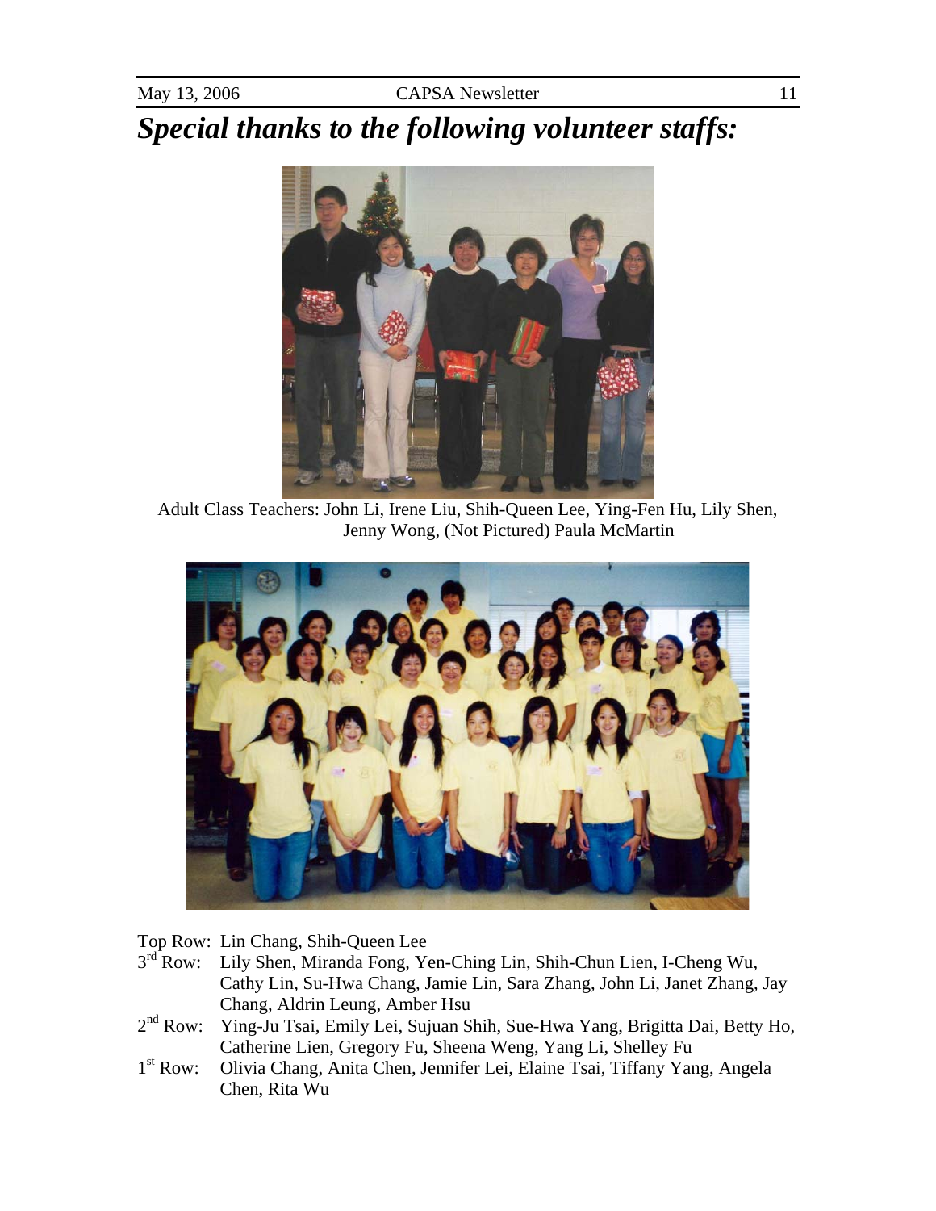# *Special thanks to the following volunteer staffs:*

Adult Class Teachers: John Li, Irene Liu, Shih-Queen Lee, Ying-Fen Hu, Lily Shen, Jenny Wong, (Not Pictured) Paula McMartin

Top Row: Lin Chang, Shih-Queen Lee

3rd Row: Lily Shen, Miranda Fong, Yen-Ching Lin, Shih-Chun Lien, I-Cheng Wu, Cathy Lin, Su-Hwa Chang, Jamie Lin, Sara Zhang, John Li, Janet Zhang, Jay Chang, Aldrin Leung, Amber Hsu

2nd Row: Ying-Ju Tsai, Emily Lei, Sujuan Shih, Sue-Hwa Yang, Brigitta Dai, Betty Ho, Catherine Lien, Gregory Fu, Sheena Weng, Yang Li, Shelley Fu

1st Row: Olivia Chang, Anita Chen, Jennifer Lei, Elaine Tsai, Tiffany Yang, Angela Chen, Rita Wu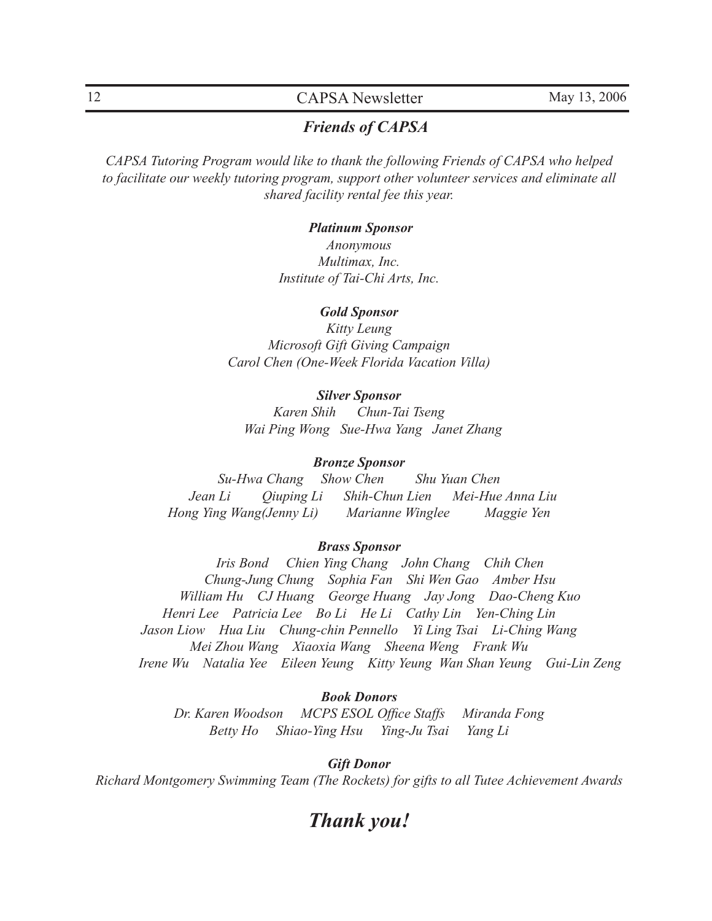## *Friends of CAPSA*

*CAPSA Tutoring Program would like to thank the following Friends of CAPSA who helped to facilitate our weekly tutoring program, support other volunteer services and eliminate all shared facility rental fee this year.*

***Platinum Sponsor***

*Anonymous*
*Multimax, Inc.*
*Institute of Tai-Chi Arts, Inc.*

***Gold Sponsor***

*Kitty Leung*
*Microsoft Gift Giving Campaign*
*Carol Chen (One-Week Florida Vacation Villa)*

***Silver Sponsor***

*Karen Shih Chun-Tai Tseng*
*Wai Ping Wong Sue-Hwa Yang Janet Zhang*

***Bronze Sponsor***

*Su-Hwa Chang Show Chen Shu Yuan Chen*
*Jean Li Qiuping Li Shih-Chun Lien Mei-Hue Anna Liu*
*Hong Ying Wang(Jenny Li) Marianne Winglee Maggie Yen*

***Brass Sponsor***

*Iris Bond Chien Ying Chang John Chang Chih Chen*
*Chung-Jung Chung Sophia Fan Shi Wen Gao Amber Hsu*
*William Hu CJ Huang George Huang Jay Jong Dao-Cheng Kuo*
*Henri Lee Patricia Lee Bo Li He Li Cathy Lin Yen-Ching Lin*
*Jason Liow Hua Liu Chung-chin Pennello Yi Ling Tsai Li-Ching Wang*
*Mei Zhou Wang Xiaoxia Wang Sheena Weng Frank Wu*
*Irene Wu Natalia Yee Eileen Yeung Kitty Yeung Wan Shan Yeung Gui-Lin Zeng*

***Book Donors***

*Dr. Karen Woodson MCPS ESOL Office Staffs Miranda Fong*
*Betty Ho Shiao-Ying Hsu Ying-Ju Tsai Yang Li*

***Gift Donor***

*Richard Montgomery Swimming Team (The Rockets) for gifts to all Tutee Achievement Awards*

## *Thank you!*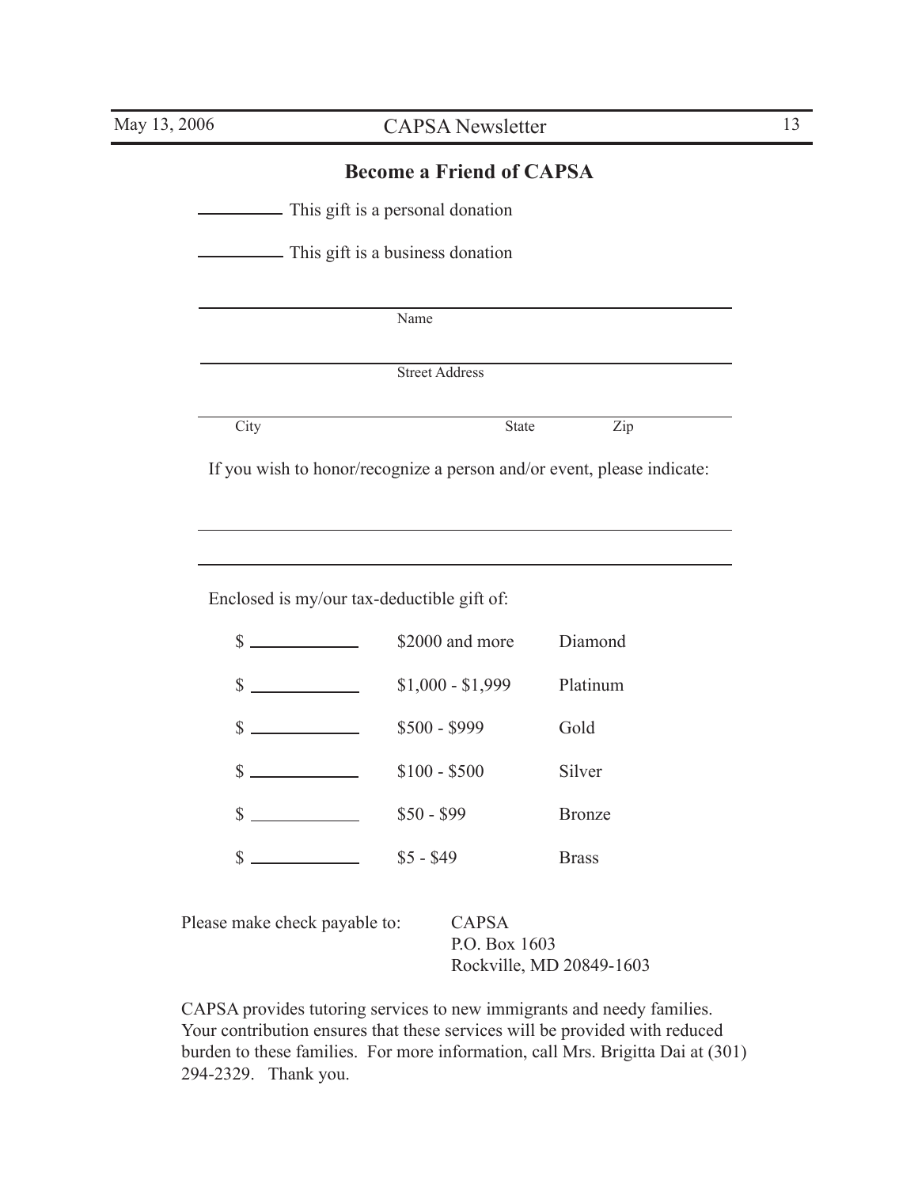## Become a Friend of CAPSA

__________ This gift is a personal donation

__________ This gift is a business donation

______________________________________________
Name

______________________________________________
Street Address

______________________________________________
City State Zip

If you wish to honor/recognize a person and/or event, please indicate:

______________________________________________

______________________________________________

Enclosed is my/our tax-deductible gift of:

| | | |
|---|---|---|
| $ __________ | $2000 and more | Diamond |
| $ __________ | $1,000 - $1,999 | Platinum |
| $ __________ | $500 - $999 | Gold |
| $ __________ | $100 - $500 | Silver |
| $ __________ | $50 - $99 | Bronze |
| $ __________ | $5 - $49 | Brass |

Please make check payable to: CAPSA
P.O. Box 1603
Rockville, MD 20849-1603

CAPSA provides tutoring services to new immigrants and needy families. Your contribution ensures that these services will be provided with reduced burden to these families. For more information, call Mrs. Brigitta Dai at (301) 294-2329. Thank you.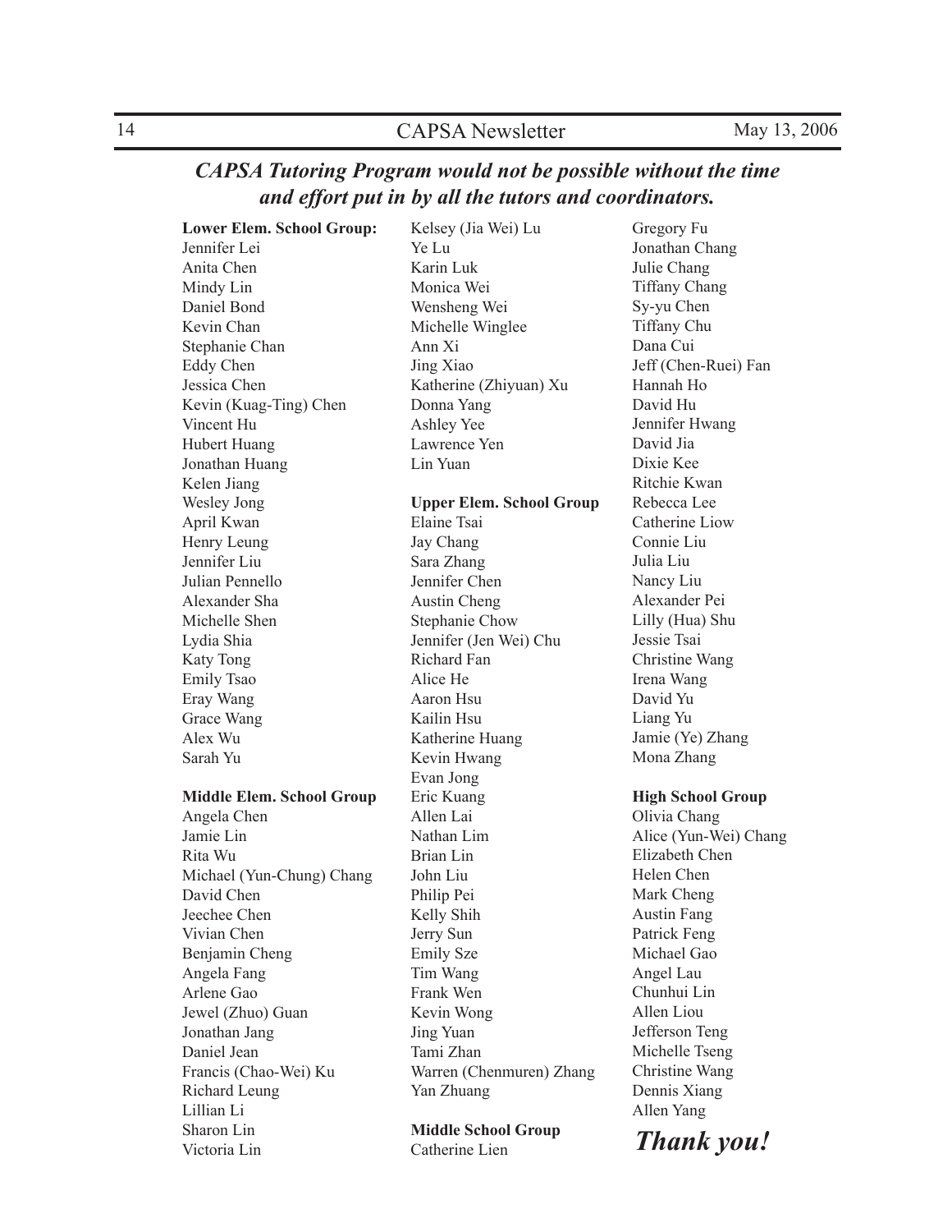## *CAPSA Tutoring Program would not be possible without the time and effort put in by all the tutors and coordinators.*

**Lower Elem. School Group:**

Jennifer Lei
Anita Chen
Mindy Lin
Daniel Bond
Kevin Chan
Stephanie Chan
Eddy Chen
Jessica Chen
Kevin (Kuag-Ting) Chen
Vincent Hu
Hubert Huang
Jonathan Huang
Kelen Jiang
Wesley Jong
April Kwan
Henry Leung
Jennifer Liu
Julian Pennello
Alexander Sha
Michelle Shen
Lydia Shia
Katy Tong
Emily Tsao
Eray Wang
Grace Wang
Alex Wu
Sarah Yu

**Middle Elem. School Group**

Angela Chen
Jamie Lin
Rita Wu
Michael (Yun-Chung) Chang
David Chen
Jeechee Chen
Vivian Chen
Benjamin Cheng
Angela Fang
Arlene Gao
Jewel (Zhuo) Guan
Jonathan Jang
Daniel Jean
Francis (Chao-Wei) Ku
Richard Leung
Lillian Li
Sharon Lin
Victoria Lin
Kelsey (Jia Wei) Lu
Ye Lu
Karin Luk
Monica Wei
Wensheng Wei
Michelle Winglee
Ann Xi
Jing Xiao
Katherine (Zhiyuan) Xu
Donna Yang
Ashley Yee
Lawrence Yen
Lin Yuan

**Upper Elem. School Group**

Elaine Tsai
Jay Chang
Sara Zhang
Jennifer Chen
Austin Cheng
Stephanie Chow
Jennifer (Jen Wei) Chu
Richard Fan
Alice He
Aaron Hsu
Kailin Hsu
Katherine Huang
Kevin Hwang
Evan Jong
Eric Kuang
Allen Lai
Nathan Lim
Brian Lin
John Liu
Philip Pei
Kelly Shih
Jerry Sun
Emily Sze
Tim Wang
Frank Wen
Kevin Wong
Jing Yuan
Tami Zhan
Warren (Chenmuren) Zhang
Yan Zhuang

**Middle School Group**

Catherine Lien
Gregory Fu
Jonathan Chang
Julie Chang
Tiffany Chang
Sy-yu Chen
Tiffany Chu
Dana Cui
Jeff (Chen-Ruei) Fan
Hannah Ho
David Hu
Jennifer Hwang
David Jia
Dixie Kee
Ritchie Kwan
Rebecca Lee
Catherine Liow
Connie Liu
Julia Liu
Nancy Liu
Alexander Pei
Lilly (Hua) Shu
Jessie Tsai
Christine Wang
Irena Wang
David Yu
Liang Yu
Jamie (Ye) Zhang
Mona Zhang

**High School Group**

Olivia Chang
Alice (Yun-Wei) Chang
Elizabeth Chen
Helen Chen
Mark Cheng
Austin Fang
Patrick Feng
Michael Gao
Angel Lau
Chunhui Lin
Allen Liou
Jefferson Teng
Michelle Tseng
Christine Wang
Dennis Xiang
Allen Yang

***Thank you!***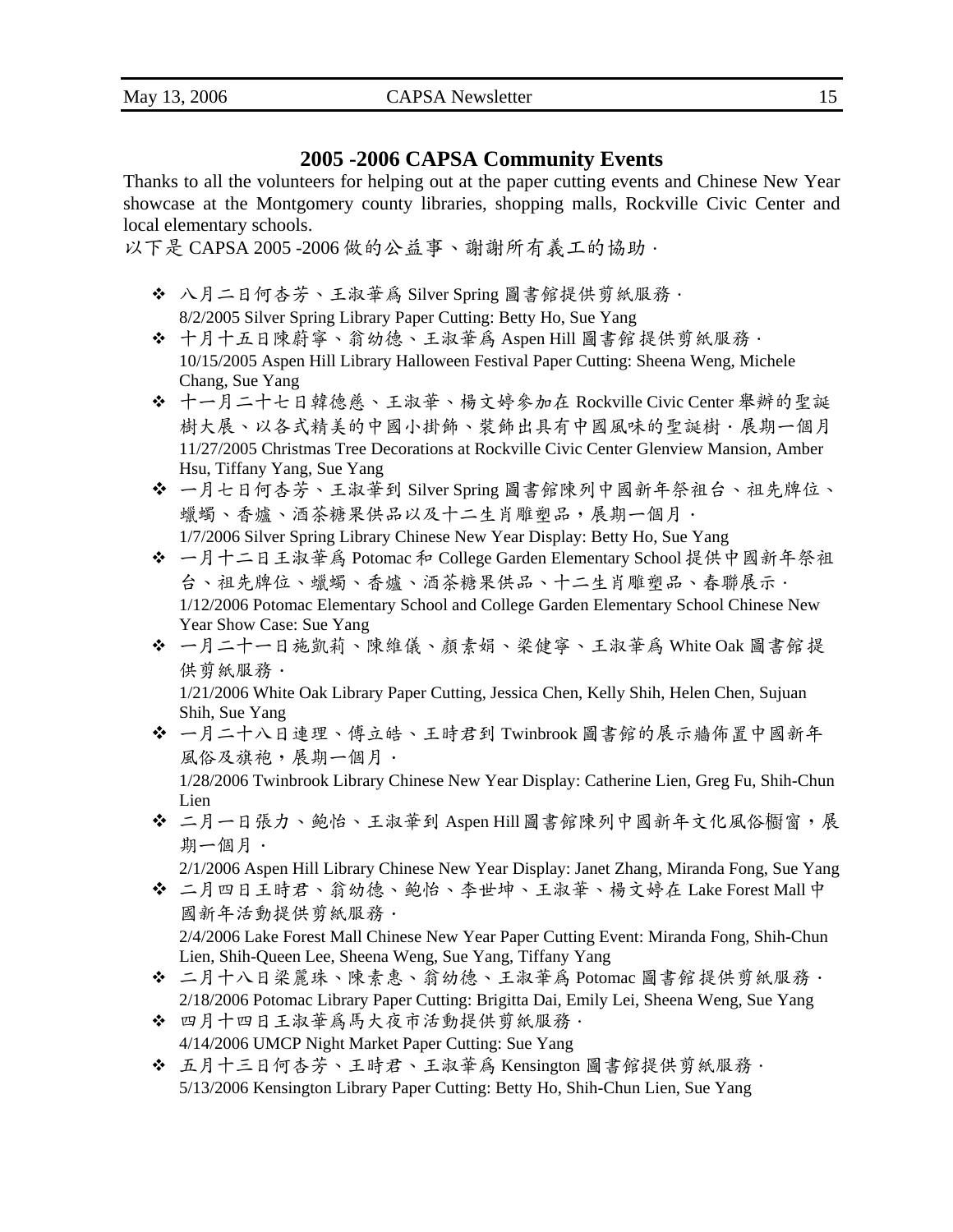## 2005 -2006 CAPSA Community Events

Thanks to all the volunteers for helping out at the paper cutting events and Chinese New Year showcase at the Montgomery county libraries, shopping malls, Rockville Civic Center and local elementary schools.

以下是 CAPSA 2005 -2006 做的公益事、謝謝所有義工的協助．

- 八月二日何杏芳、王淑華爲 Silver Spring 圖書館提供剪紙服務．
  8/2/2005 Silver Spring Library Paper Cutting: Betty Ho, Sue Yang
- 十月十五日陳蔚寧、翁幼德、王淑華爲 Aspen Hill 圖書館提供剪紙服務．
  10/15/2005 Aspen Hill Library Halloween Festival Paper Cutting: Sheena Weng, Michele Chang, Sue Yang
- 十一月二十七日韓德慈、王淑華、楊文婷參加在 Rockville Civic Center 舉辦的聖誕樹大展、以各式精美的中國小掛飾、裝飾出具有中國風味的聖誕樹．展期一個月
  11/27/2005 Christmas Tree Decorations at Rockville Civic Center Glenview Mansion, Amber Hsu, Tiffany Yang, Sue Yang
- 一月七日何杏芳、王淑華到 Silver Spring 圖書館陳列中國新年祭祖台、祖先牌位、蠟蠋、香爐、酒茶糖果供品以及十二生肖雕塑品，展期一個月．
  1/7/2006 Silver Spring Library Chinese New Year Display: Betty Ho, Sue Yang
- 一月十二日王淑華爲 Potomac 和 College Garden Elementary School 提供中國新年祭祖台、祖先牌位、蠟蠋、香爐、酒茶糖果供品、十二生肖雕塑品、春聯展示．
  1/12/2006 Potomac Elementary School and College Garden Elementary School Chinese New Year Show Case: Sue Yang
- 一月二十一日施凱莉、陳維儀、顏素娟、梁健寧、王淑華爲 White Oak 圖書館提供剪紙服務．
  1/21/2006 White Oak Library Paper Cutting, Jessica Chen, Kelly Shih, Helen Chen, Sujuan Shih, Sue Yang
- 一月二十八日連理、傅立皓、王時君到 Twinbrook 圖書館的展示牆佈置中國新年風俗及旗袍，展期一個月．
  1/28/2006 Twinbrook Library Chinese New Year Display: Catherine Lien, Greg Fu, Shih-Chun Lien
- 二月一日張力、鮑怡、王淑華到 Aspen Hill 圖書館陳列中國新年文化風俗櫥窗，展期一個月．
  2/1/2006 Aspen Hill Library Chinese New Year Display: Janet Zhang, Miranda Fong, Sue Yang
- 二月四日王時君、翁幼德、鮑怡、李世坤、王淑華、楊文婷在 Lake Forest Mall 中國新年活動提供剪紙服務．
  2/4/2006 Lake Forest Mall Chinese New Year Paper Cutting Event: Miranda Fong, Shih-Chun Lien, Shih-Queen Lee, Sheena Weng, Sue Yang, Tiffany Yang
- 二月十八日梁麗珠、陳素惠、翁幼德、王淑華爲 Potomac 圖書館提供剪紙服務．
  2/18/2006 Potomac Library Paper Cutting: Brigitta Dai, Emily Lei, Sheena Weng, Sue Yang
- 四月十四日王淑華爲馬大夜市活動提供剪紙服務．
  4/14/2006 UMCP Night Market Paper Cutting: Sue Yang
- 五月十三日何杏芳、王時君、王淑華爲 Kensington 圖書館提供剪紙服務．
  5/13/2006 Kensington Library Paper Cutting: Betty Ho, Shih-Chun Lien, Sue Yang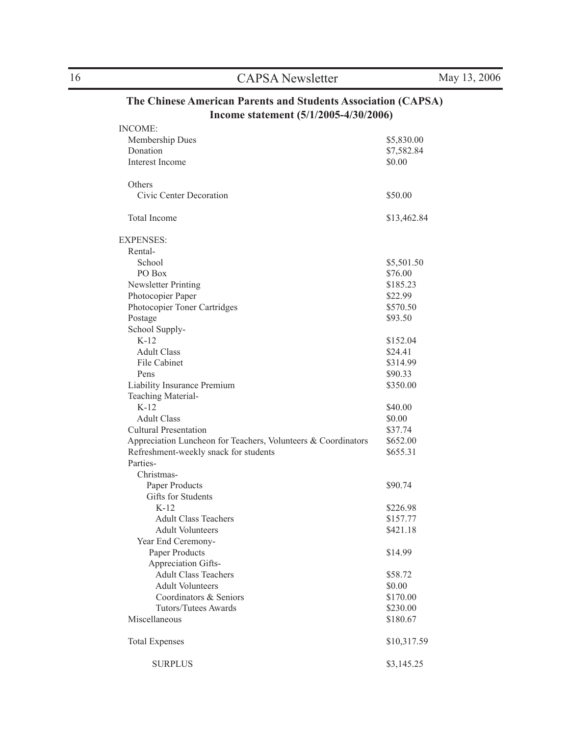## The Chinese American Parents and Students Association (CAPSA)

### Income statement (5/1/2005-4/30/2006)

| | |
|---|---|
| INCOME: | |
| Membership Dues | $5,830.00 |
| Donation | $7,582.84 |
| Interest Income | $0.00 |
| | |
| Others | |
| Civic Center Decoration | $50.00 |
| | |
| Total Income | $13,462.84 |
| | |
| EXPENSES: | |
| Rental- | |
| School | $5,501.50 |
| PO Box | $76.00 |
| Newsletter Printing | $185.23 |
| Photocopier Paper | $22.99 |
| Photocopier Toner Cartridges | $570.50 |
| Postage | $93.50 |
| School Supply- | |
| K-12 | $152.04 |
| Adult Class | $24.41 |
| File Cabinet | $314.99 |
| Pens | $90.33 |
| Liability Insurance Premium | $350.00 |
| Teaching Material- | |
| K-12 | $40.00 |
| Adult Class | $0.00 |
| Cultural Presentation | $37.74 |
| Appreciation Luncheon for Teachers, Volunteers & Coordinators | $652.00 |
| Refreshment-weekly snack for students | $655.31 |
| Parties- | |
| Christmas- | |
| Paper Products | $90.74 |
| Gifts for Students | |
| K-12 | $226.98 |
| Adult Class Teachers | $157.77 |
| Adult Volunteers | $421.18 |
| Year End Ceremony- | |
| Paper Products | $14.99 |
| Appreciation Gifts- | |
| Adult Class Teachers | $58.72 |
| Adult Volunteers | $0.00 |
| Coordinators & Seniors | $170.00 |
| Tutors/Tutees Awards | $230.00 |
| Miscellaneous | $180.67 |
| | |
| Total Expenses | $10,317.59 |
| | |
| SURPLUS | $3,145.25 |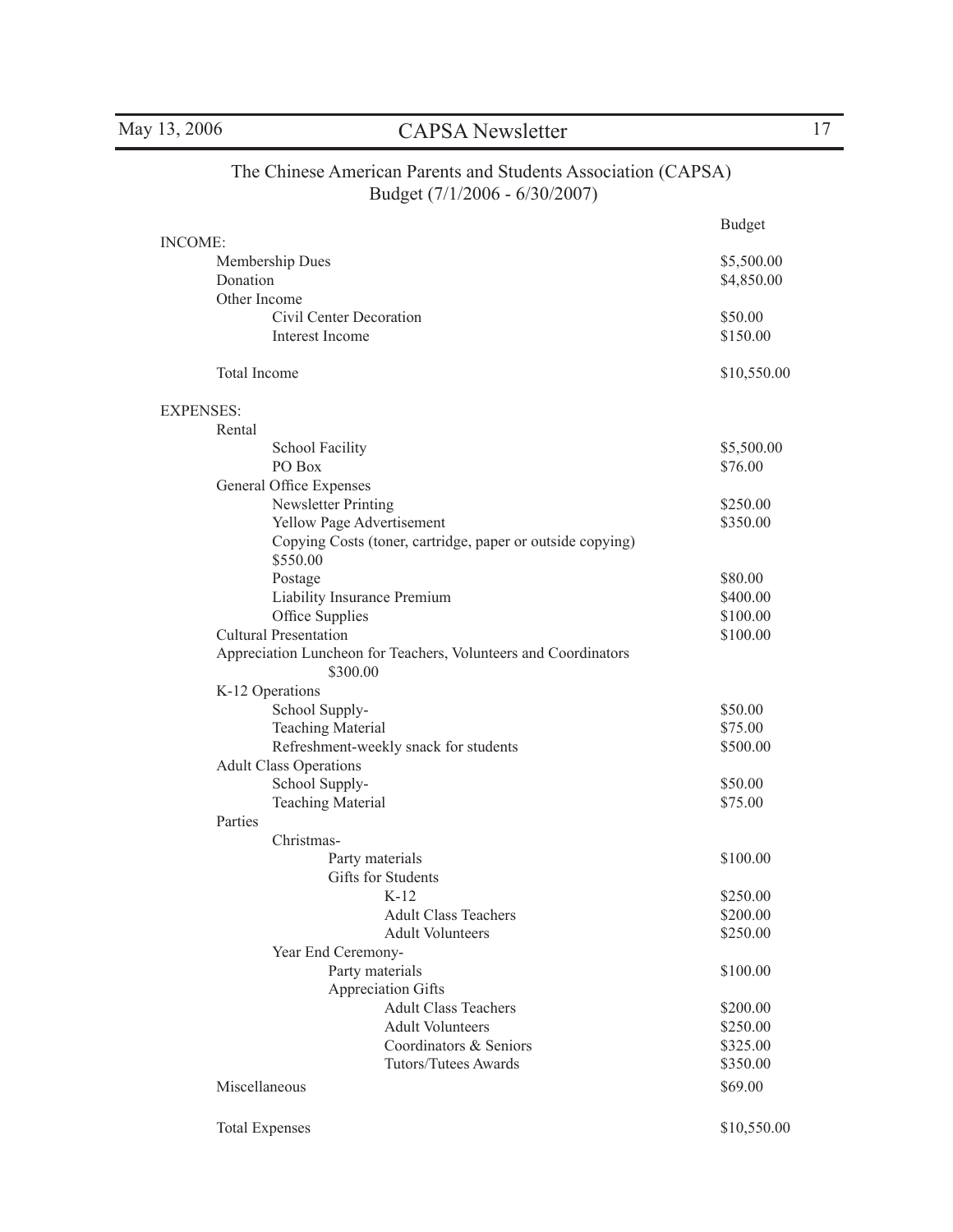# The Chinese American Parents and Students Association (CAPSA)
## Budget (7/1/2006 - 6/30/2007)

| | Budget |
|---|---|
| **INCOME:** | |
| Membership Dues | $5,500.00 |
| Donation | $4,850.00 |
| Other Income | |
| Civil Center Decoration | $50.00 |
| Interest Income | $150.00 |
| Total Income | $10,550.00 |
| **EXPENSES:** | |
| Rental | |
| School Facility | $5,500.00 |
| PO Box | $76.00 |
| General Office Expenses | |
| Newsletter Printing | $250.00 |
| Yellow Page Advertisement | $350.00 |
| Copying Costs (toner, cartridge, paper or outside copying) | $550.00 |
| Postage | $80.00 |
| Liability Insurance Premium | $400.00 |
| Office Supplies | $100.00 |
| Cultural Presentation | $100.00 |
| Appreciation Luncheon for Teachers, Volunteers and Coordinators | $300.00 |
| K-12 Operations | |
| School Supply- | $50.00 |
| Teaching Material | $75.00 |
| Refreshment-weekly snack for students | $500.00 |
| Adult Class Operations | |
| School Supply- | $50.00 |
| Teaching Material | $75.00 |
| Parties | |
| Christmas- | |
| Party materials | $100.00 |
| Gifts for Students | |
| K-12 | $250.00 |
| Adult Class Teachers | $200.00 |
| Adult Volunteers | $250.00 |
| Year End Ceremony- | |
| Party materials | $100.00 |
| Appreciation Gifts | |
| Adult Class Teachers | $200.00 |
| Adult Volunteers | $250.00 |
| Coordinators & Seniors | $325.00 |
| Tutors/Tutees Awards | $350.00 |
| Miscellaneous | $69.00 |
| Total Expenses | $10,550.00 |